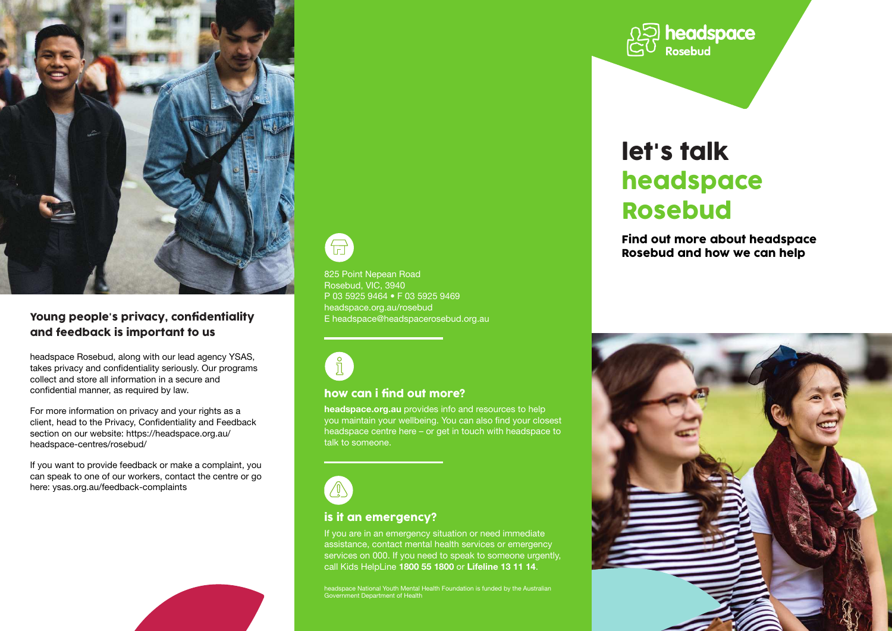## Young people's privacy, confidentiality and feedback is important to us

headspace Rosebud, along with our lead agency YSAS, takes privacy and confidentiality seriously. Our programs collect and store all information in a secure and confidential manner, as required by law.

For more information on privacy and your rights as a client, head to the Privacy, Confidentiality and Feedback section on our website: https://headspace.org.au/headspace-centres/rosebud/

If you want to provide feedback or make a complaint, you can speak to one of our workers, contact the centre or go here: ysas.org.au/feedback-complaints

825 Point Nepean Road
Rosebud, VIC, 3940
P 03 5925 9464 • F 03 5925 9469
headspace.org.au/rosebud
E headspace@headspacerosebud.org.au

## how can i find out more?

**headspace.org.au** provides info and resources to help you maintain your wellbeing. You can also find your closest headspace centre here – or get in touch with headspace to talk to someone.

## is it an emergency?

If you are in an emergency situation or need immediate assistance, contact mental health services or emergency services on 000. If you need to speak to someone urgently, call Kids HelpLine **1800 55 1800** or **Lifeline 13 11 14**.

headspace National Youth Mental Health Foundation is funded by the Australian Government Department of Health

headspace Rosebud

# let's talk headspace Rosebud

## Find out more about headspace Rosebud and how we can help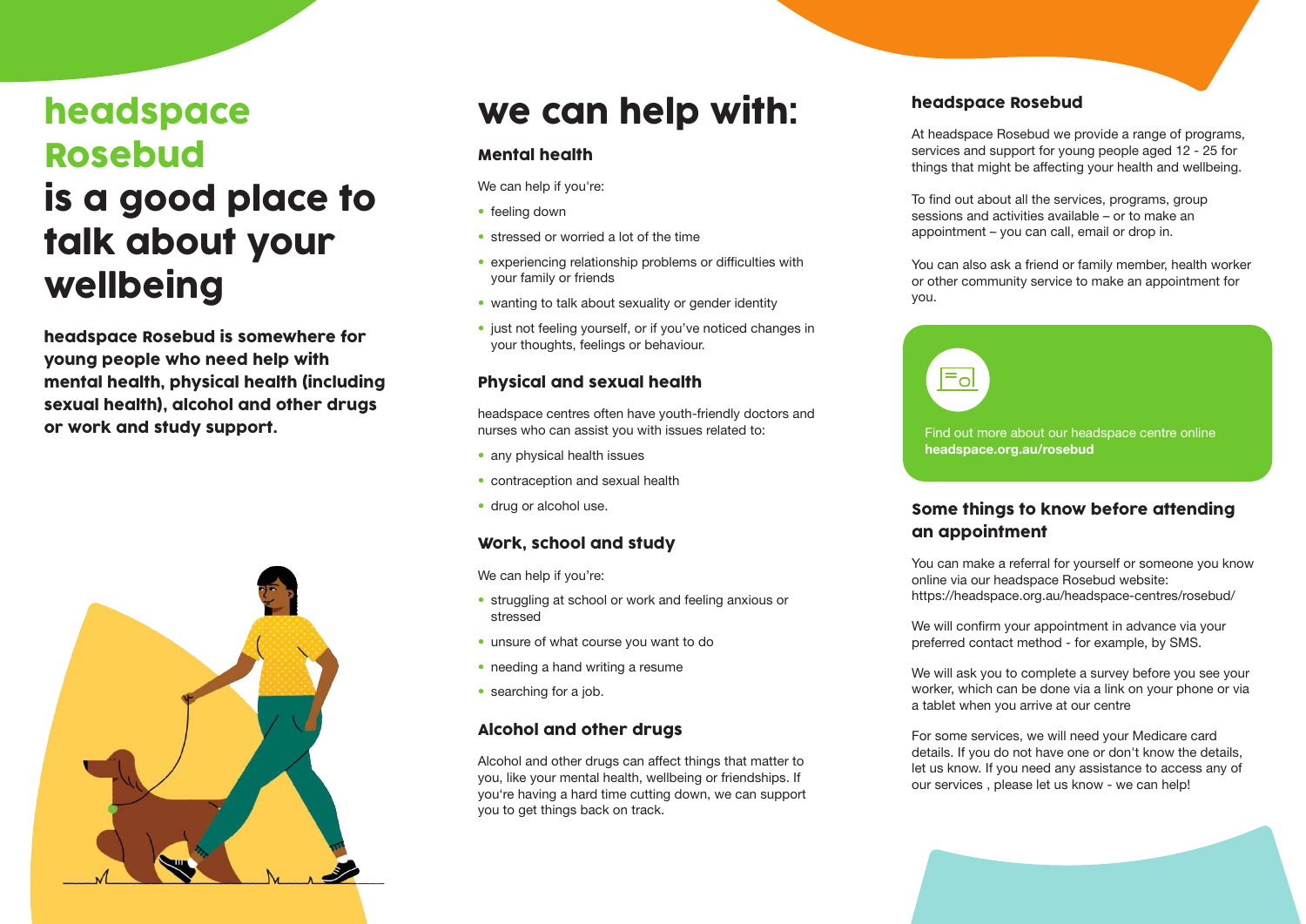# headspace Rosebud is a good place to talk about your wellbeing

**headspace Rosebud is somewhere for young people who need help with mental health, physical health (including sexual health), alcohol and other drugs or work and study support.**

# we can help with:

## Mental health

We can help if you're:

- feeling down
- stressed or worried a lot of the time
- experiencing relationship problems or difficulties with your family or friends
- wanting to talk about sexuality or gender identity
- just not feeling yourself, or if you've noticed changes in your thoughts, feelings or behaviour.

## Physical and sexual health

headspace centres often have youth-friendly doctors and nurses who can assist you with issues related to:

- any physical health issues
- contraception and sexual health
- drug or alcohol use.

## Work, school and study

We can help if you're:

- struggling at school or work and feeling anxious or stressed
- unsure of what course you want to do
- needing a hand writing a resume
- searching for a job.

## Alcohol and other drugs

Alcohol and other drugs can affect things that matter to you, like your mental health, wellbeing or friendships. If you're having a hard time cutting down, we can support you to get things back on track.

## headspace Rosebud

At headspace Rosebud we provide a range of programs, services and support for young people aged 12 - 25 for things that might be affecting your health and wellbeing.

To find out about all the services, programs, group sessions and activities available – or to make an appointment – you can call, email or drop in.

You can also ask a friend or family member, health worker or other community service to make an appointment for you.

Find out more about our headspace centre online
**headspace.org.au/rosebud**

## Some things to know before attending an appointment

You can make a referral for yourself or someone you know online via our headspace Rosebud website: https://headspace.org.au/headspace-centres/rosebud/

We will confirm your appointment in advance via your preferred contact method - for example, by SMS.

We will ask you to complete a survey before you see your worker, which can be done via a link on your phone or via a tablet when you arrive at our centre

For some services, we will need your Medicare card details. If you do not have one or don't know the details, let us know. If you need any assistance to access any of our services , please let us know - we can help!